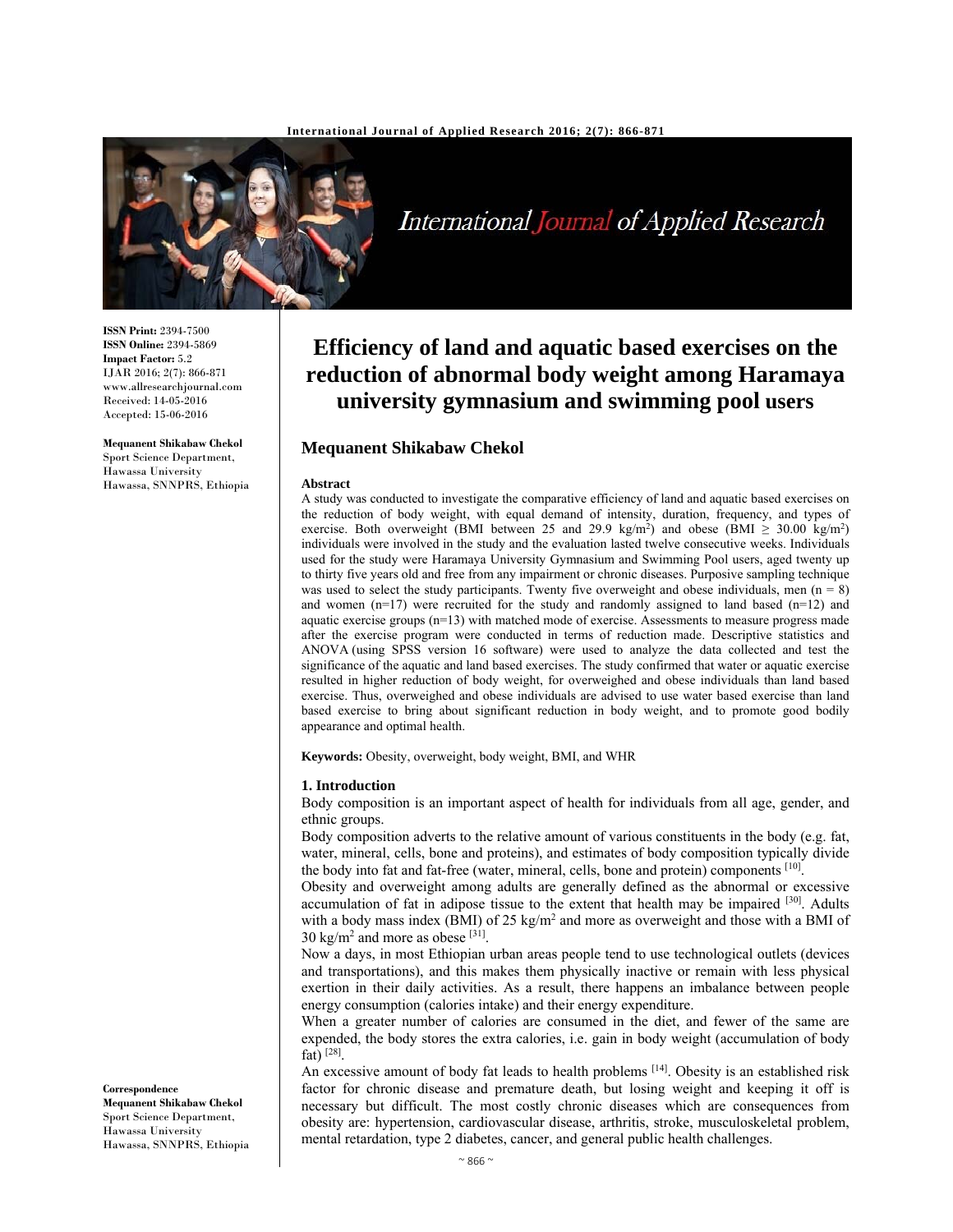**ISSN Print:** 2394-7500
**ISSN Online:** 2394-5869
**Impact Factor:** 5.2
IJAR 2016; 2(7): 866-871
www.allresearchjournal.com
Received: 14-05-2016
Accepted: 15-06-2016

**Mequanent Shikabaw Chekol**
Sport Science Department, Hawassa University Hawassa, SNNPRS, Ethiopia

**Correspondence**
**Mequanent Shikabaw Chekol**
Sport Science Department, Hawassa University Hawassa, SNNPRS, Ethiopia

# Efficiency of land and aquatic based exercises on the reduction of abnormal body weight among Haramaya university gymnasium and swimming pool users

## Mequanent Shikabaw Chekol

### Abstract

A study was conducted to investigate the comparative efficiency of land and aquatic based exercises on the reduction of body weight, with equal demand of intensity, duration, frequency, and types of exercise. Both overweight (BMI between 25 and 29.9 $kg/m^2$) and obese (BMI $\geq$ 30.00 $kg/m^2$) individuals were involved in the study and the evaluation lasted twelve consecutive weeks. Individuals used for the study were Haramaya University Gymnasium and Swimming Pool users, aged twenty up to thirty five years old and free from any impairment or chronic diseases. Purposive sampling technique was used to select the study participants. Twenty five overweight and obese individuals, men ($n = 8$) and women ($n=17$) were recruited for the study and randomly assigned to land based ($n=12$) and aquatic exercise groups ($n=13$) with matched mode of exercise. Assessments to measure progress made after the exercise program were conducted in terms of reduction made. Descriptive statistics and ANOVA (using SPSS version 16 software) were used to analyze the data collected and test the significance of the aquatic and land based exercises. The study confirmed that water or aquatic exercise resulted in higher reduction of body weight, for overweighed and obese individuals than land based exercise. Thus, overweighed and obese individuals are advised to use water based exercise than land based exercise to bring about significant reduction in body weight, and to promote good bodily appearance and optimal health.

**Keywords:** Obesity, overweight, body weight, BMI, and WHR

### 1. Introduction

Body composition is an important aspect of health for individuals from all age, gender, and ethnic groups.

Body composition adverts to the relative amount of various constituents in the body (e.g. fat, water, mineral, cells, bone and proteins), and estimates of body composition typically divide the body into fat and fat-free (water, mineral, cells, bone and protein) components [10].

Obesity and overweight among adults are generally defined as the abnormal or excessive accumulation of fat in adipose tissue to the extent that health may be impaired [30]. Adults with a body mass index (BMI) of 25 $kg/m^2$ and more as overweight and those with a BMI of 30 $kg/m^2$ and more as obese [31].

Now a days, in most Ethiopian urban areas people tend to use technological outlets (devices and transportations), and this makes them physically inactive or remain with less physical exertion in their daily activities. As a result, there happens an imbalance between people energy consumption (calories intake) and their energy expenditure.

When a greater number of calories are consumed in the diet, and fewer of the same are expended, the body stores the extra calories, i.e. gain in body weight (accumulation of body fat) [28].

An excessive amount of body fat leads to health problems [14]. Obesity is an established risk factor for chronic disease and premature death, but losing weight and keeping it off is necessary but difficult. The most costly chronic diseases which are consequences from obesity are: hypertension, cardiovascular disease, arthritis, stroke, musculoskeletal problem, mental retardation, type 2 diabetes, cancer, and general public health challenges.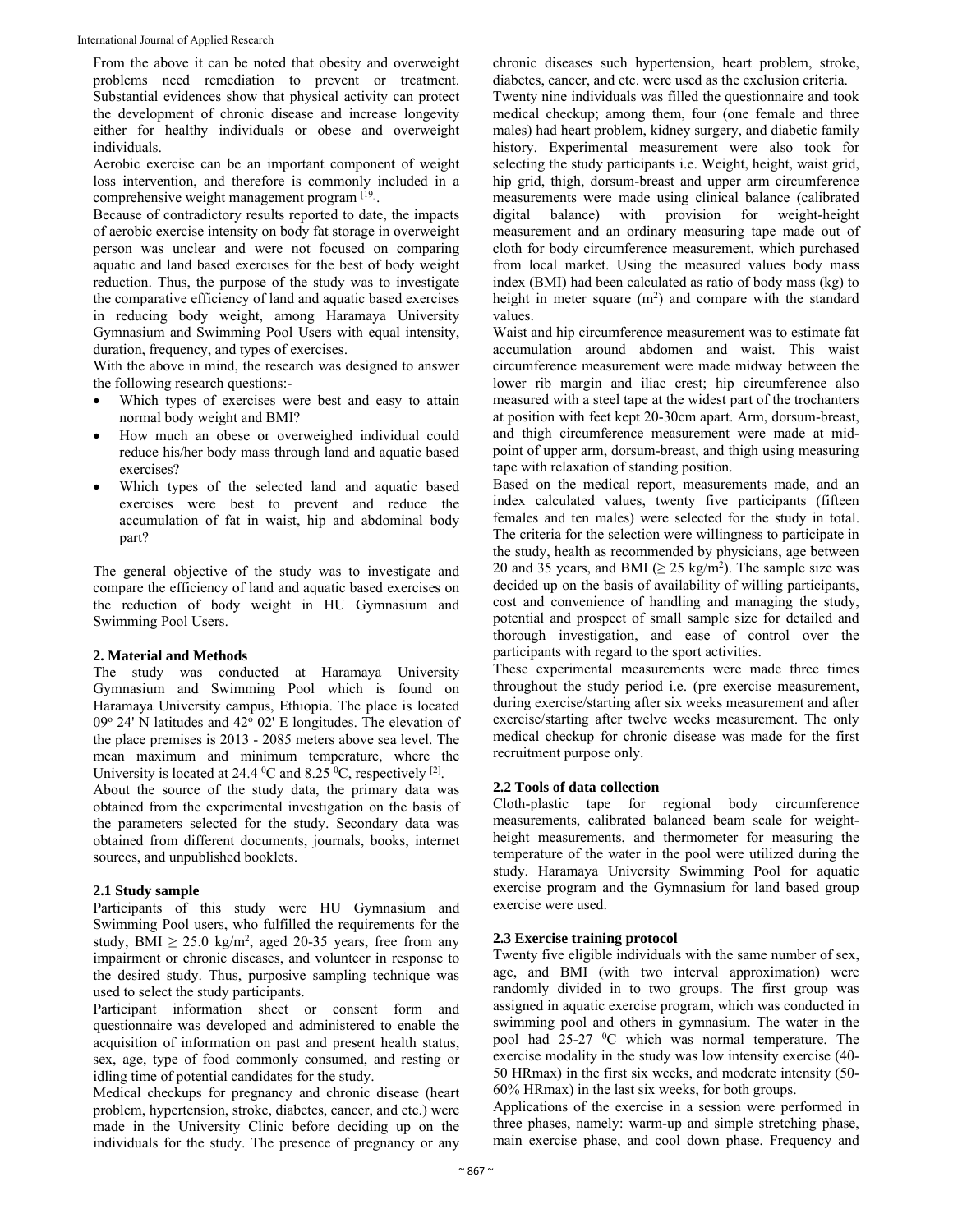From the above it can be noted that obesity and overweight problems need remediation to prevent or treatment. Substantial evidences show that physical activity can protect the development of chronic disease and increase longevity either for healthy individuals or obese and overweight individuals.

Aerobic exercise can be an important component of weight loss intervention, and therefore is commonly included in a comprehensive weight management program [19].

Because of contradictory results reported to date, the impacts of aerobic exercise intensity on body fat storage in overweight person was unclear and were not focused on comparing aquatic and land based exercises for the best of body weight reduction. Thus, the purpose of the study was to investigate the comparative efficiency of land and aquatic based exercises in reducing body weight, among Haramaya University Gymnasium and Swimming Pool Users with equal intensity, duration, frequency, and types of exercises.

With the above in mind, the research was designed to answer the following research questions:-

- Which types of exercises were best and easy to attain normal body weight and BMI?
- How much an obese or overweighed individual could reduce his/her body mass through land and aquatic based exercises?
- Which types of the selected land and aquatic based exercises were best to prevent and reduce the accumulation of fat in waist, hip and abdominal body part?

The general objective of the study was to investigate and compare the efficiency of land and aquatic based exercises on the reduction of body weight in HU Gymnasium and Swimming Pool Users.

## 2. Material and Methods

The study was conducted at Haramaya University Gymnasium and Swimming Pool which is found on Haramaya University campus, Ethiopia. The place is located 09° 24' N latitudes and 42° 02' E longitudes. The elevation of the place premises is 2013 - 2085 meters above sea level. The mean maximum and minimum temperature, where the University is located at 24.4 °C and 8.25 °C, respectively [2].

About the source of the study data, the primary data was obtained from the experimental investigation on the basis of the parameters selected for the study. Secondary data was obtained from different documents, journals, books, internet sources, and unpublished booklets.

### 2.1 Study sample

Participants of this study were HU Gymnasium and Swimming Pool users, who fulfilled the requirements for the study, BMI $\geq$ 25.0 kg/m$^2$, aged 20-35 years, free from any impairment or chronic diseases, and volunteer in response to the desired study. Thus, purposive sampling technique was used to select the study participants.

Participant information sheet or consent form and questionnaire was developed and administered to enable the acquisition of information on past and present health status, sex, age, type of food commonly consumed, and resting or idling time of potential candidates for the study.

Medical checkups for pregnancy and chronic disease (heart problem, hypertension, stroke, diabetes, cancer, and etc.) were made in the University Clinic before deciding up on the individuals for the study. The presence of pregnancy or any chronic diseases such hypertension, heart problem, stroke, diabetes, cancer, and etc. were used as the exclusion criteria.

Twenty nine individuals was filled the questionnaire and took medical checkup; among them, four (one female and three males) had heart problem, kidney surgery, and diabetic family history. Experimental measurement were also took for selecting the study participants i.e. Weight, height, waist grid, hip grid, thigh, dorsum-breast and upper arm circumference measurements were made using clinical balance (calibrated digital balance) with provision for weight-height measurement and an ordinary measuring tape made out of cloth for body circumference measurement, which purchased from local market. Using the measured values body mass index (BMI) had been calculated as ratio of body mass (kg) to height in meter square (m$^2$) and compare with the standard values.

Waist and hip circumference measurement was to estimate fat accumulation around abdomen and waist. This waist circumference measurement were made midway between the lower rib margin and iliac crest; hip circumference also measured with a steel tape at the widest part of the trochanters at position with feet kept 20-30cm apart. Arm, dorsum-breast, and thigh circumference measurement were made at mid-point of upper arm, dorsum-breast, and thigh using measuring tape with relaxation of standing position.

Based on the medical report, measurements made, and an index calculated values, twenty five participants (fifteen females and ten males) were selected for the study in total. The criteria for the selection were willingness to participate in the study, health as recommended by physicians, age between 20 and 35 years, and BMI ($\geq$ 25 kg/m$^2$). The sample size was decided up on the basis of availability of willing participants, cost and convenience of handling and managing the study, potential and prospect of small sample size for detailed and thorough investigation, and ease of control over the participants with regard to the sport activities.

These experimental measurements were made three times throughout the study period i.e. (pre exercise measurement, during exercise/starting after six weeks measurement and after exercise/starting after twelve weeks measurement. The only medical checkup for chronic disease was made for the first recruitment purpose only.

### 2.2 Tools of data collection

Cloth-plastic tape for regional body circumference measurements, calibrated balanced beam scale for weight-height measurements, and thermometer for measuring the temperature of the water in the pool were utilized during the study. Haramaya University Swimming Pool for aquatic exercise program and the Gymnasium for land based group exercise were used.

### 2.3 Exercise training protocol

Twenty five eligible individuals with the same number of sex, age, and BMI (with two interval approximation) were randomly divided in to two groups. The first group was assigned in aquatic exercise program, which was conducted in swimming pool and others in gymnasium. The water in the pool had 25-27 °C which was normal temperature. The exercise modality in the study was low intensity exercise (40-50 HRmax) in the first six weeks, and moderate intensity (50-60% HRmax) in the last six weeks, for both groups.

Applications of the exercise in a session were performed in three phases, namely: warm-up and simple stretching phase, main exercise phase, and cool down phase. Frequency and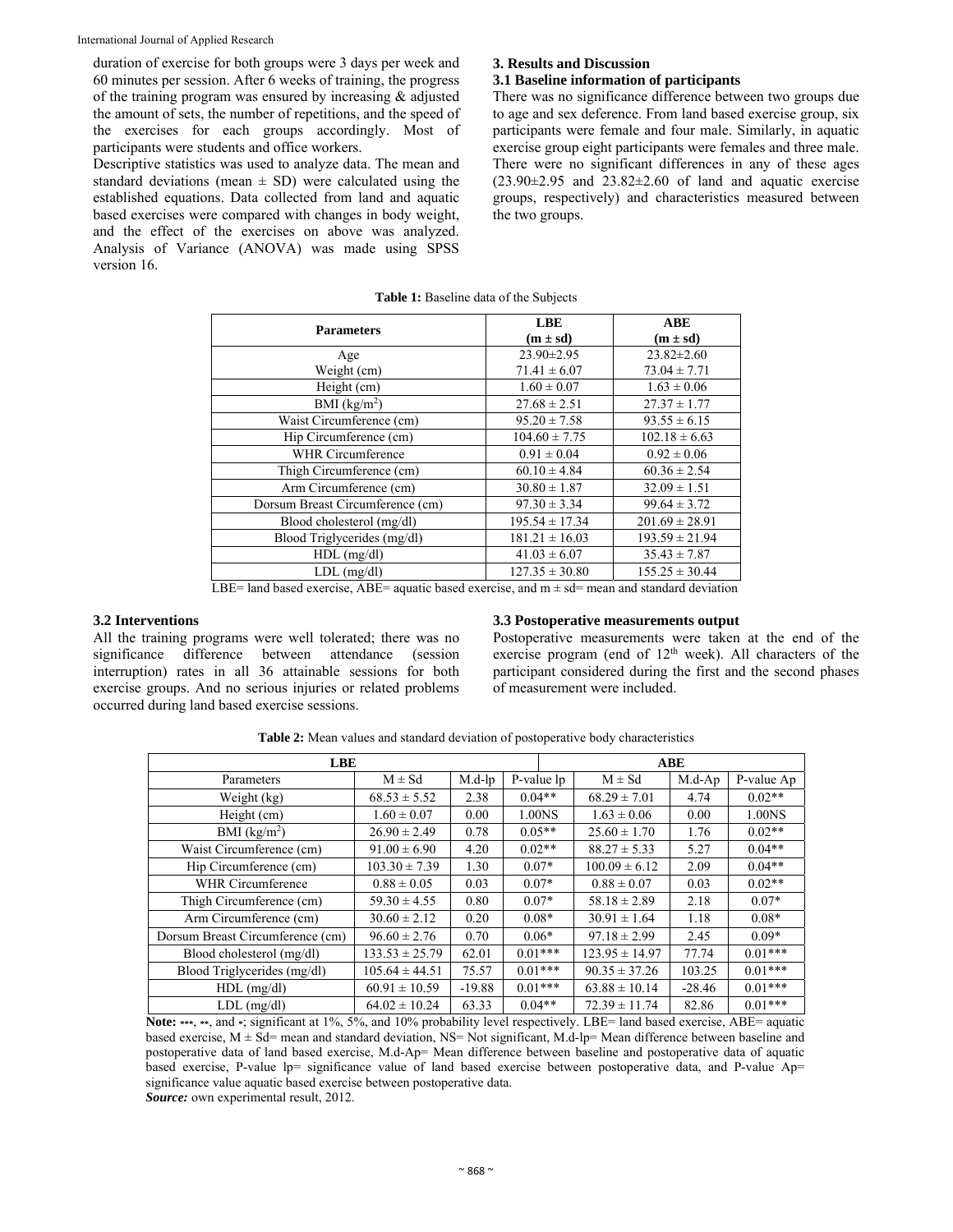duration of exercise for both groups were 3 days per week and 60 minutes per session. After 6 weeks of training, the progress of the training program was ensured by increasing & adjusted the amount of sets, the number of repetitions, and the speed of the exercises for each groups accordingly. Most of participants were students and office workers.

Descriptive statistics was used to analyze data. The mean and standard deviations (mean ± SD) were calculated using the established equations. Data collected from land and aquatic based exercises were compared with changes in body weight, and the effect of the exercises on above was analyzed. Analysis of Variance (ANOVA) was made using SPSS version 16.

## 3. Results and Discussion

### 3.1 Baseline information of participants

There was no significance difference between two groups due to age and sex deference. From land based exercise group, six participants were female and four male. Similarly, in aquatic exercise group eight participants were females and three male. There were no significant differences in any of these ages (23.90±2.95 and 23.82±2.60 of land and aquatic exercise groups, respectively) and characteristics measured between the two groups.

**Table 1:** Baseline data of the Subjects

| Parameters | LBE (m ± sd) | ABE (m ± sd) |
|---|---|---|
| Age | 23.90±2.95 | 23.82±2.60 |
| Weight (cm) | 71.41 ± 6.07 | 73.04 ± 7.71 |
| Height (cm) | 1.60 ± 0.07 | 1.63 ± 0.06 |
| BMI (kg/m$^2$) | 27.68 ± 2.51 | 27.37 ± 1.77 |
| Waist Circumference (cm) | 95.20 ± 7.58 | 93.55 ± 6.15 |
| Hip Circumference (cm) | 104.60 ± 7.75 | 102.18 ± 6.63 |
| WHR Circumference | 0.91 ± 0.04 | 0.92 ± 0.06 |
| Thigh Circumference (cm) | 60.10 ± 4.84 | 60.36 ± 2.54 |
| Arm Circumference (cm) | 30.80 ± 1.87 | 32.09 ± 1.51 |
| Dorsum Breast Circumference (cm) | 97.30 ± 3.34 | 99.64 ± 3.72 |
| Blood cholesterol (mg/dl) | 195.54 ± 17.34 | 201.69 ± 28.91 |
| Blood Triglycerides (mg/dl) | 181.21 ± 16.03 | 193.59 ± 21.94 |
| HDL (mg/dl) | 41.03 ± 6.07 | 35.43 ± 7.87 |
| LDL (mg/dl) | 127.35 ± 30.80 | 155.25 ± 30.44 |

LBE= land based exercise, ABE= aquatic based exercise, and m ± sd= mean and standard deviation

### 3.2 Interventions

All the training programs were well tolerated; there was no significance difference between attendance (session interruption) rates in all 36 attainable sessions for both exercise groups. And no serious injuries or related problems occurred during land based exercise sessions.

### 3.3 Postoperative measurements output

Postoperative measurements were taken at the end of the exercise program (end of 12$^{th}$ week). All characters of the participant considered during the first and the second phases of measurement were included.

**Table 2:** Mean values and standard deviation of postoperative body characteristics

| LBE | | | | ABE | | |
|---|---|---|---|---|---|---|
| Parameters | M ± Sd | M.d-lp | P-value lp | M ± Sd | M.d-Ap | P-value Ap |
| Weight (kg) | 68.53 ± 5.52 | 2.38 | 0.04** | 68.29 ± 7.01 | 4.74 | 0.02** |
| Height (cm) | 1.60 ± 0.07 | 0.00 | 1.00NS | 1.63 ± 0.06 | 0.00 | 1.00NS |
| BMI (kg/m$^2$) | 26.90 ± 2.49 | 0.78 | 0.05** | 25.60 ± 1.70 | 1.76 | 0.02** |
| Waist Circumference (cm) | 91.00 ± 6.90 | 4.20 | 0.02** | 88.27 ± 5.33 | 5.27 | 0.04** |
| Hip Circumference (cm) | 103.30 ± 7.39 | 1.30 | 0.07* | 100.09 ± 6.12 | 2.09 | 0.04** |
| WHR Circumference | 0.88 ± 0.05 | 0.03 | 0.07* | 0.88 ± 0.07 | 0.03 | 0.02** |
| Thigh Circumference (cm) | 59.30 ± 4.55 | 0.80 | 0.07* | 58.18 ± 2.89 | 2.18 | 0.07* |
| Arm Circumference (cm) | 30.60 ± 2.12 | 0.20 | 0.08* | 30.91 ± 1.64 | 1.18 | 0.08* |
| Dorsum Breast Circumference (cm) | 96.60 ± 2.76 | 0.70 | 0.06* | 97.18 ± 2.99 | 2.45 | 0.09* |
| Blood cholesterol (mg/dl) | 133.53 ± 25.79 | 62.01 | 0.01*** | 123.95 ± 14.97 | 77.74 | 0.01*** |
| Blood Triglycerides (mg/dl) | 105.64 ± 44.51 | 75.57 | 0.01*** | 90.35 ± 37.26 | 103.25 | 0.01*** |
| HDL (mg/dl) | 60.91 ± 10.59 | -19.88 | 0.01*** | 63.88 ± 10.14 | -28.46 | 0.01*** |
| LDL (mg/dl) | 64.02 ± 10.24 | 63.33 | 0.04** | 72.39 ± 11.74 | 82.86 | 0.01*** |

**Note:** ***, **, and *; significant at 1%, 5%, and 10% probability level respectively. LBE= land based exercise, ABE= aquatic based exercise, M ± Sd= mean and standard deviation, NS= Not significant, M.d-lp= Mean difference between baseline and postoperative data of land based exercise, M.d-Ap= Mean difference between baseline and postoperative data of aquatic based exercise, P-value lp= significance value of land based exercise between postoperative data, and P-value Ap= significance value aquatic based exercise between postoperative data.

***Source:*** own experimental result, 2012.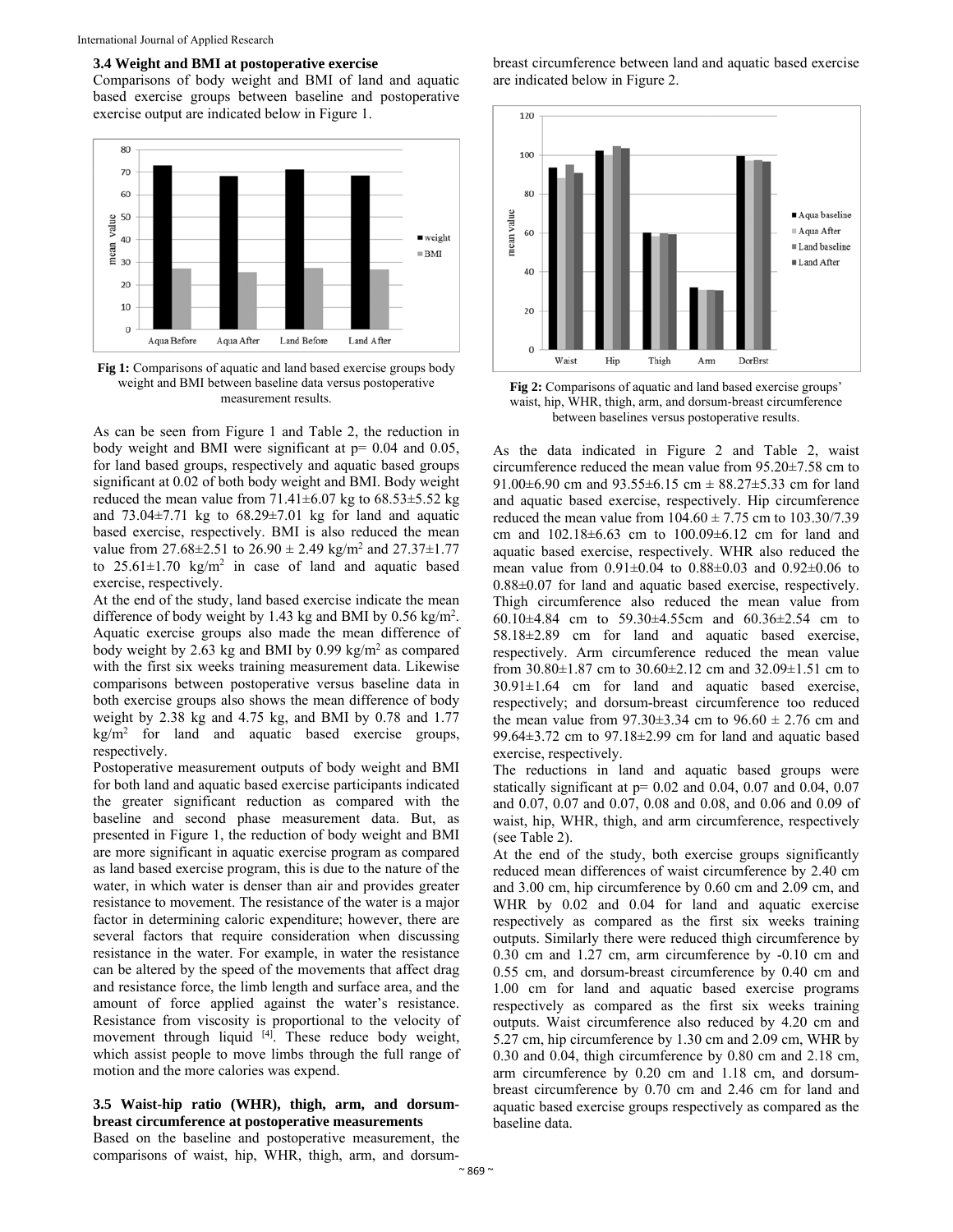### 3.4 Weight and BMI at postoperative exercise

Comparisons of body weight and BMI of land and aquatic based exercise groups between baseline and postoperative exercise output are indicated below in Figure 1.

**Fig 1:** Comparisons of aquatic and land based exercise groups body weight and BMI between baseline data versus postoperative measurement results.

As can be seen from Figure 1 and Table 2, the reduction in body weight and BMI were significant at p= 0.04 and 0.05, for land based groups, respectively and aquatic based groups significant at 0.02 of both body weight and BMI. Body weight reduced the mean value from 71.41±6.07 kg to 68.53±5.52 kg and 73.04±7.71 kg to 68.29±7.01 kg for land and aquatic based exercise, respectively. BMI is also reduced the mean value from 27.68±2.51 to 26.90 ± 2.49 kg/m$^2$ and 27.37±1.77 to 25.61±1.70 kg/m$^2$ in case of land and aquatic based exercise, respectively.

At the end of the study, land based exercise indicate the mean difference of body weight by 1.43 kg and BMI by 0.56 kg/m$^2$. Aquatic exercise groups also made the mean difference of body weight by 2.63 kg and BMI by 0.99 kg/m$^2$ as compared with the first six weeks training measurement data. Likewise comparisons between postoperative versus baseline data in both exercise groups also shows the mean difference of body weight by 2.38 kg and 4.75 kg, and BMI by 0.78 and 1.77 kg/m$^2$ for land and aquatic based exercise groups, respectively.

Postoperative measurement outputs of body weight and BMI for both land and aquatic based exercise participants indicated the greater significant reduction as compared with the baseline and second phase measurement data. But, as presented in Figure 1, the reduction of body weight and BMI are more significant in aquatic exercise program as compared as land based exercise program, this is due to the nature of the water, in which water is denser than air and provides greater resistance to movement. The resistance of the water is a major factor in determining caloric expenditure; however, there are several factors that require consideration when discussing resistance in the water. For example, in water the resistance can be altered by the speed of the movements that affect drag and resistance force, the limb length and surface area, and the amount of force applied against the water's resistance. Resistance from viscosity is proportional to the velocity of movement through liquid [4]. These reduce body weight, which assist people to move limbs through the full range of motion and the more calories was expend.

### 3.5 Waist-hip ratio (WHR), thigh, arm, and dorsum-breast circumference at postoperative measurements

Based on the baseline and postoperative measurement, the comparisons of waist, hip, WHR, thigh, arm, and dorsum-breast circumference between land and aquatic based exercise are indicated below in Figure 2.

**Fig 2:** Comparisons of aquatic and land based exercise groups' waist, hip, WHR, thigh, arm, and dorsum-breast circumference between baselines versus postoperative results.

As the data indicated in Figure 2 and Table 2, waist circumference reduced the mean value from 95.20±7.58 cm to 91.00±6.90 cm and 93.55±6.15 cm ± 88.27±5.33 cm for land and aquatic based exercise, respectively. Hip circumference reduced the mean value from 104.60 ± 7.75 cm to 103.30/7.39 cm and 102.18±6.63 cm to 100.09±6.12 cm for land and aquatic based exercise, respectively. WHR also reduced the mean value from 0.91±0.04 to 0.88±0.03 and 0.92±0.06 to 0.88±0.07 for land and aquatic based exercise, respectively. Thigh circumference also reduced the mean value from 60.10±4.84 cm to 59.30±4.55cm and 60.36±2.54 cm to 58.18±2.89 cm for land and aquatic based exercise, respectively. Arm circumference reduced the mean value from 30.80±1.87 cm to 30.60±2.12 cm and 32.09±1.51 cm to 30.91±1.64 cm for land and aquatic based exercise, respectively; and dorsum-breast circumference too reduced the mean value from 97.30±3.34 cm to 96.60 ± 2.76 cm and 99.64±3.72 cm to 97.18±2.99 cm for land and aquatic based exercise, respectively.

The reductions in land and aquatic based groups were statically significant at p= 0.02 and 0.04, 0.07 and 0.04, 0.07 and 0.07, 0.07 and 0.07, 0.08 and 0.08, and 0.06 and 0.09 of waist, hip, WHR, thigh, and arm circumference, respectively (see Table 2).

At the end of the study, both exercise groups significantly reduced mean differences of waist circumference by 2.40 cm and 3.00 cm, hip circumference by 0.60 cm and 2.09 cm, and WHR by 0.02 and 0.04 for land and aquatic exercise respectively as compared as the first six weeks training outputs. Similarly there were reduced thigh circumference by 0.30 cm and 1.27 cm, arm circumference by -0.10 cm and 0.55 cm, and dorsum-breast circumference by 0.40 cm and 1.00 cm for land and aquatic based exercise programs respectively as compared as the first six weeks training outputs. Waist circumference also reduced by 4.20 cm and 5.27 cm, hip circumference by 1.30 cm and 2.09 cm, WHR by 0.30 and 0.04, thigh circumference by 0.80 cm and 2.18 cm, arm circumference by 0.20 cm and 1.18 cm, and dorsum-breast circumference by 0.70 cm and 2.46 cm for land and aquatic based exercise groups respectively as compared as the baseline data.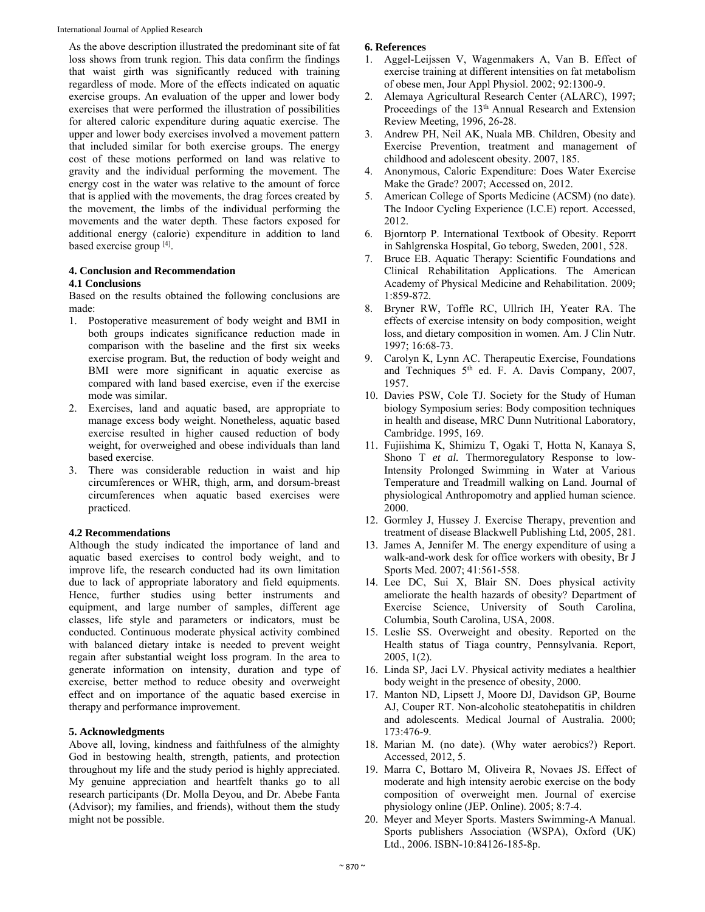As the above description illustrated the predominant site of fat loss shows from trunk region. This data confirm the findings that waist girth was significantly reduced with training regardless of mode. More of the effects indicated on aquatic exercise groups. An evaluation of the upper and lower body exercises that were performed the illustration of possibilities for altered caloric expenditure during aquatic exercise. The upper and lower body exercises involved a movement pattern that included similar for both exercise groups. The energy cost of these motions performed on land was relative to gravity and the individual performing the movement. The energy cost in the water was relative to the amount of force that is applied with the movements, the drag forces created by the movement, the limbs of the individual performing the movements and the water depth. These factors exposed for additional energy (calorie) expenditure in addition to land based exercise group [4].

## 4. Conclusion and Recommendation

### 4.1 Conclusions

Based on the results obtained the following conclusions are made:

1. Postoperative measurement of body weight and BMI in both groups indicates significance reduction made in comparison with the baseline and the first six weeks exercise program. But, the reduction of body weight and BMI were more significant in aquatic exercise as compared with land based exercise, even if the exercise mode was similar.
2. Exercises, land and aquatic based, are appropriate to manage excess body weight. Nonetheless, aquatic based exercise resulted in higher caused reduction of body weight, for overweighed and obese individuals than land based exercise.
3. There was considerable reduction in waist and hip circumferences or WHR, thigh, arm, and dorsum-breast circumferences when aquatic based exercises were practiced.

### 4.2 Recommendations

Although the study indicated the importance of land and aquatic based exercises to control body weight, and to improve life, the research conducted had its own limitation due to lack of appropriate laboratory and field equipments. Hence, further studies using better instruments and equipment, and large number of samples, different age classes, life style and parameters or indicators, must be conducted. Continuous moderate physical activity combined with balanced dietary intake is needed to prevent weight regain after substantial weight loss program. In the area to generate information on intensity, duration and type of exercise, better method to reduce obesity and overweight effect and on importance of the aquatic based exercise in therapy and performance improvement.

## 5. Acknowledgments

Above all, loving, kindness and faithfulness of the almighty God in bestowing health, strength, patients, and protection throughout my life and the study period is highly appreciated. My genuine appreciation and heartfelt thanks go to all research participants (Dr. Molla Deyou, and Dr. Abebe Fanta (Advisor); my families, and friends), without them the study might not be possible.

## 6. References

1. Aggel-Leijssen V, Wagenmakers A, Van B. Effect of exercise training at different intensities on fat metabolism of obese men, Jour Appl Physiol. 2002; 92:1300-9.
2. Alemaya Agricultural Research Center (ALARC), 1997; Proceedings of the 13th Annual Research and Extension Review Meeting, 1996, 26-28.
3. Andrew PH, Neil AK, Nuala MB. Children, Obesity and Exercise Prevention, treatment and management of childhood and adolescent obesity. 2007, 185.
4. Anonymous, Caloric Expenditure: Does Water Exercise Make the Grade? 2007; Accessed on, 2012.
5. American College of Sports Medicine (ACSM) (no date). The Indoor Cycling Experience (I.C.E) report. Accessed, 2012.
6. Bjorntorp P. International Textbook of Obesity. Reporrt in Sahlgrenska Hospital, Go teborg, Sweden, 2001, 528.
7. Bruce EB. Aquatic Therapy: Scientific Foundations and Clinical Rehabilitation Applications. The American Academy of Physical Medicine and Rehabilitation. 2009; 1:859-872.
8. Bryner RW, Toffle RC, Ullrich IH, Yeater RA. The effects of exercise intensity on body composition, weight loss, and dietary composition in women. Am. J Clin Nutr. 1997; 16:68-73.
9. Carolyn K, Lynn AC. Therapeutic Exercise, Foundations and Techniques 5th ed. F. A. Davis Company, 2007, 1957.
10. Davies PSW, Cole TJ. Society for the Study of Human biology Symposium series: Body composition techniques in health and disease, MRC Dunn Nutritional Laboratory, Cambridge. 1995, 169.
11. Fujiishima K, Shimizu T, Ogaki T, Hotta N, Kanaya S, Shono T *et al.* Thermoregulatory Response to low-Intensity Prolonged Swimming in Water at Various Temperature and Treadmill walking on Land. Journal of physiological Anthropomotry and applied human science. 2000.
12. Gormley J, Hussey J. Exercise Therapy, prevention and treatment of disease Blackwell Publishing Ltd, 2005, 281.
13. James A, Jennifer M. The energy expenditure of using a walk-and-work desk for office workers with obesity, Br J Sports Med. 2007; 41:561-558.
14. Lee DC, Sui X, Blair SN. Does physical activity ameliorate the health hazards of obesity? Department of Exercise Science, University of South Carolina, Columbia, South Carolina, USA, 2008.
15. Leslie SS. Overweight and obesity. Reported on the Health status of Tiaga country, Pennsylvania. Report, 2005, 1(2).
16. Linda SP, Jaci LV. Physical activity mediates a healthier body weight in the presence of obesity, 2000.
17. Manton ND, Lipsett J, Moore DJ, Davidson GP, Bourne AJ, Couper RT. Non-alcoholic steatohepatitis in children and adolescents. Medical Journal of Australia. 2000; 173:476-9.
18. Marian M. (no date). (Why water aerobics?) Report. Accessed, 2012, 5.
19. Marra C, Bottaro M, Oliveira R, Novaes JS. Effect of moderate and high intensity aerobic exercise on the body composition of overweight men. Journal of exercise physiology online (JEP. Online). 2005; 8:7-4.
20. Meyer and Meyer Sports. Masters Swimming-A Manual. Sports publishers Association (WSPA), Oxford (UK) Ltd., 2006. ISBN-10:84126-185-8p.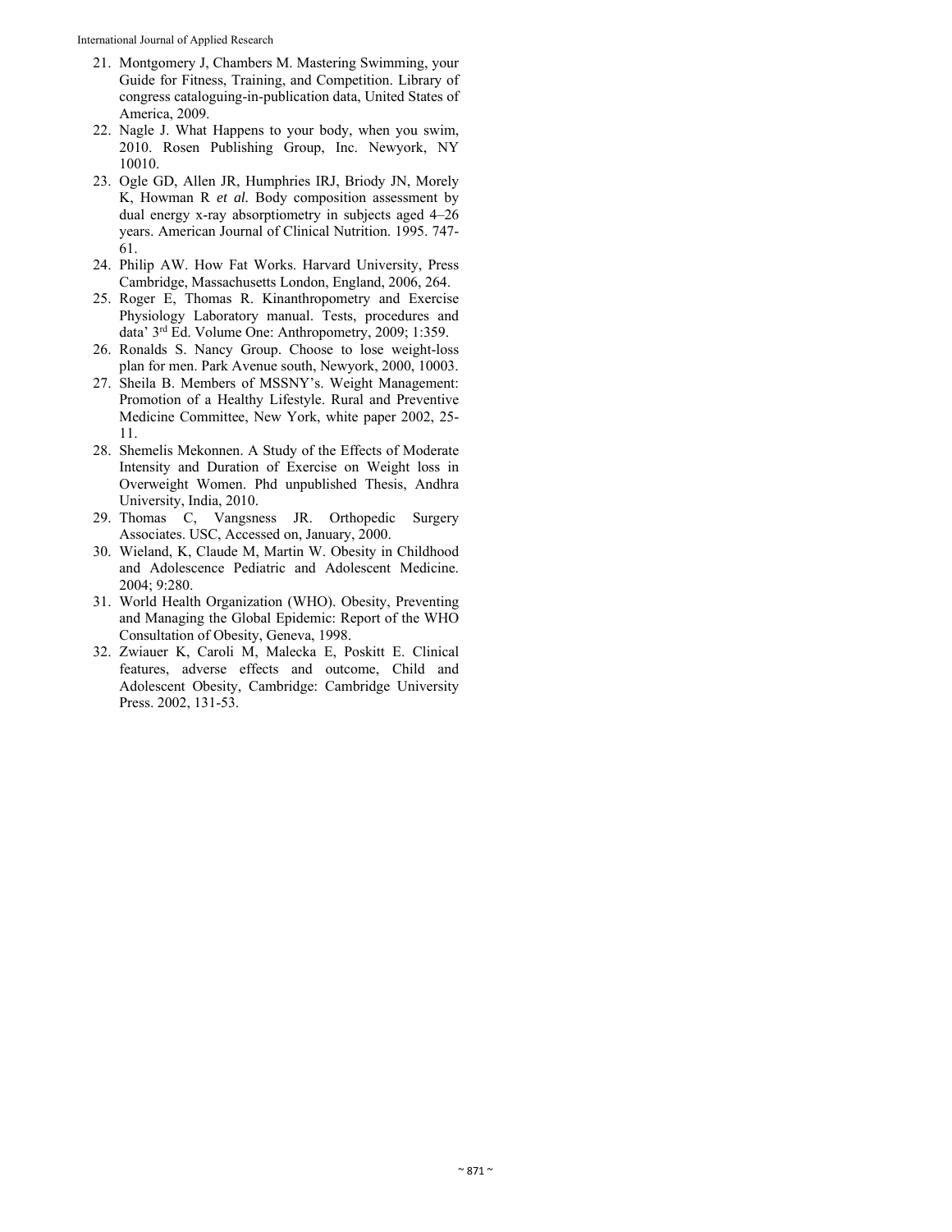21. Montgomery J, Chambers M. Mastering Swimming, your Guide for Fitness, Training, and Competition. Library of congress cataloguing-in-publication data, United States of America, 2009.
22. Nagle J. What Happens to your body, when you swim, 2010. Rosen Publishing Group, Inc. Newyork, NY 10010.
23. Ogle GD, Allen JR, Humphries IRJ, Briody JN, Morely K, Howman R *et al.* Body composition assessment by dual energy x-ray absorptiometry in subjects aged 4–26 years. American Journal of Clinical Nutrition. 1995. 747-61.
24. Philip AW. How Fat Works. Harvard University, Press Cambridge, Massachusetts London, England, 2006, 264.
25. Roger E, Thomas R. Kinanthropometry and Exercise Physiology Laboratory manual. Tests, procedures and data' 3rd Ed. Volume One: Anthropometry, 2009; 1:359.
26. Ronalds S. Nancy Group. Choose to lose weight-loss plan for men. Park Avenue south, Newyork, 2000, 10003.
27. Sheila B. Members of MSSNY's. Weight Management: Promotion of a Healthy Lifestyle. Rural and Preventive Medicine Committee, New York, white paper 2002, 25-11.
28. Shemelis Mekonnen. A Study of the Effects of Moderate Intensity and Duration of Exercise on Weight loss in Overweight Women. Phd unpublished Thesis, Andhra University, India, 2010.
29. Thomas C, Vangsness JR. Orthopedic Surgery Associates. USC, Accessed on, January, 2000.
30. Wieland, K, Claude M, Martin W. Obesity in Childhood and Adolescence Pediatric and Adolescent Medicine. 2004; 9:280.
31. World Health Organization (WHO). Obesity, Preventing and Managing the Global Epidemic: Report of the WHO Consultation of Obesity, Geneva, 1998.
32. Zwiauer K, Caroli M, Malecka E, Poskitt E. Clinical features, adverse effects and outcome, Child and Adolescent Obesity, Cambridge: Cambridge University Press. 2002, 131-53.